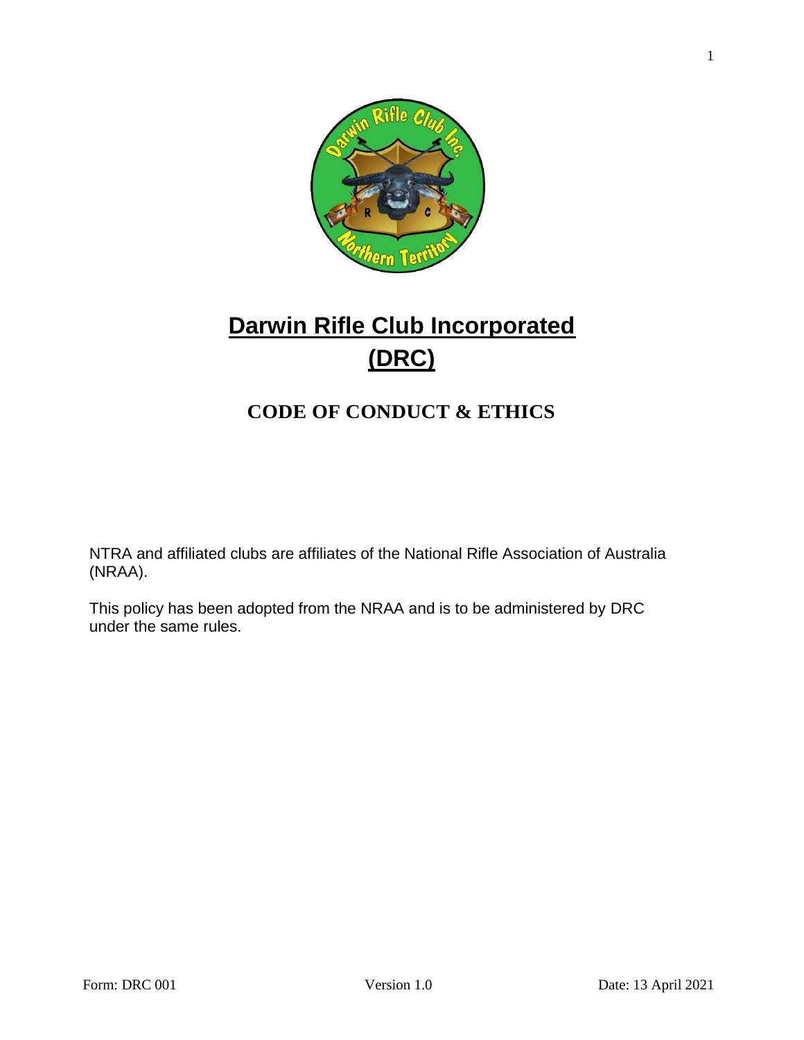# Darwin Rifle Club Incorporated (DRC)

## CODE OF CONDUCT & ETHICS

NTRA and affiliated clubs are affiliates of the National Rifle Association of Australia (NRAA).

This policy has been adopted from the NRAA and is to be administered by DRC under the same rules.

Form: DRC 001 Version 1.0 Date: 13 April 2021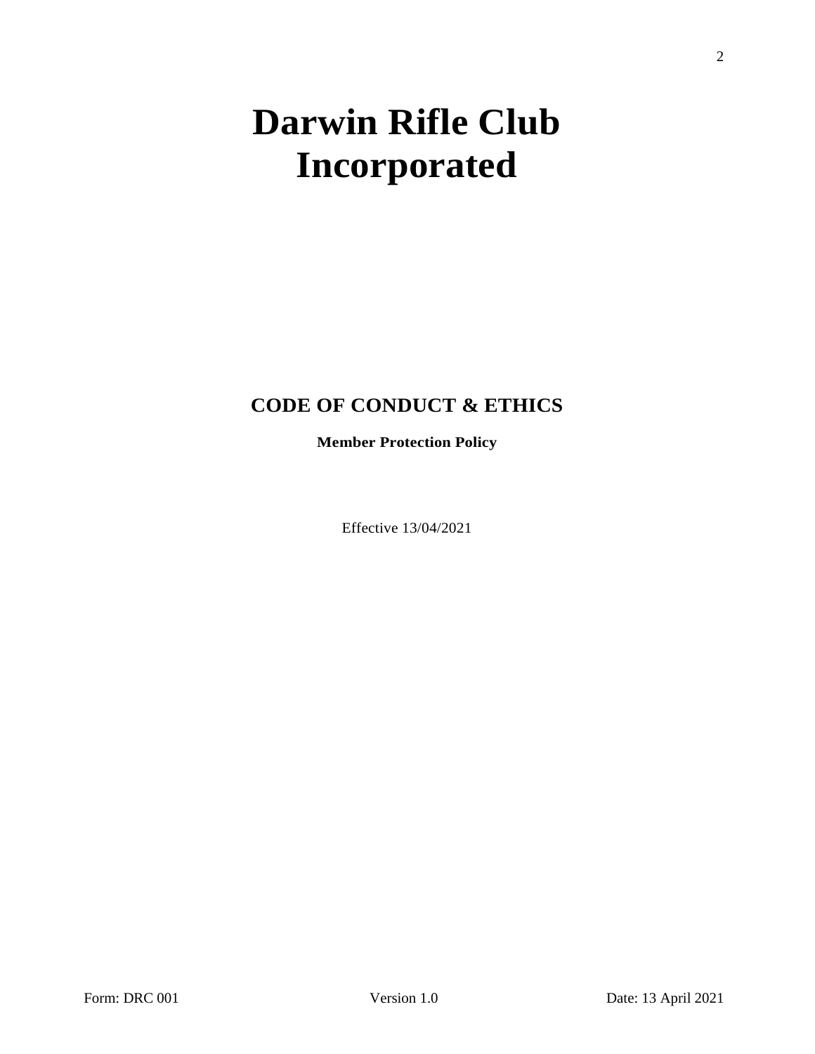# Darwin Rifle Club Incorporated

## CODE OF CONDUCT & ETHICS

**Member Protection Policy**

Effective 13/04/2021

Form: DRC 001 Version 1.0 Date: 13 April 2021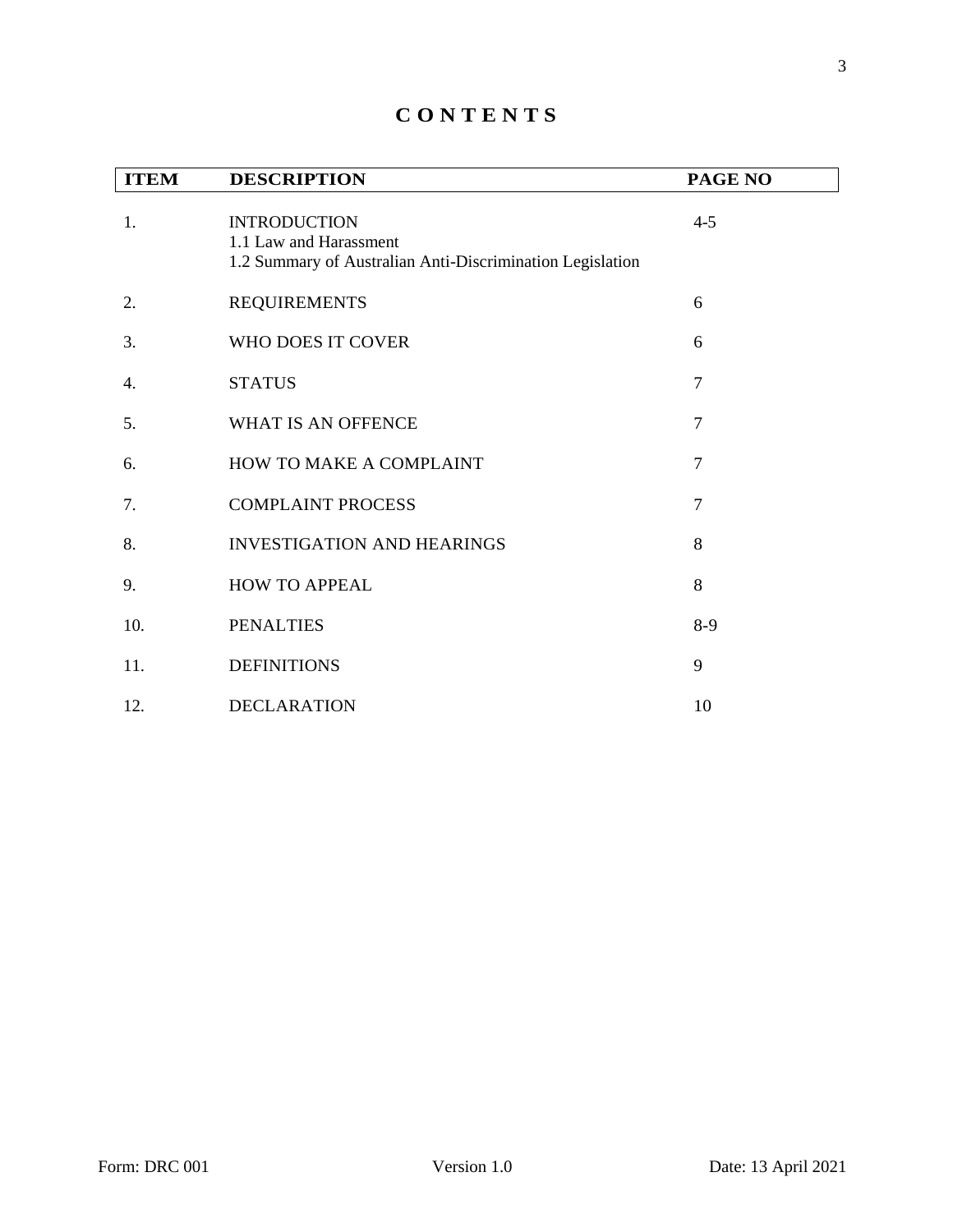# CONTENTS

| ITEM | DESCRIPTION | PAGE NO |
|---|---|---|
| 1. | INTRODUCTION<br>1.1 Law and Harassment<br>1.2 Summary of Australian Anti-Discrimination Legislation | 4-5 |
| 2. | REQUIREMENTS | 6 |
| 3. | WHO DOES IT COVER | 6 |
| 4. | STATUS | 7 |
| 5. | WHAT IS AN OFFENCE | 7 |
| 6. | HOW TO MAKE A COMPLAINT | 7 |
| 7. | COMPLAINT PROCESS | 7 |
| 8. | INVESTIGATION AND HEARINGS | 8 |
| 9. | HOW TO APPEAL | 8 |
| 10. | PENALTIES | 8-9 |
| 11. | DEFINITIONS | 9 |
| 12. | DECLARATION | 10 |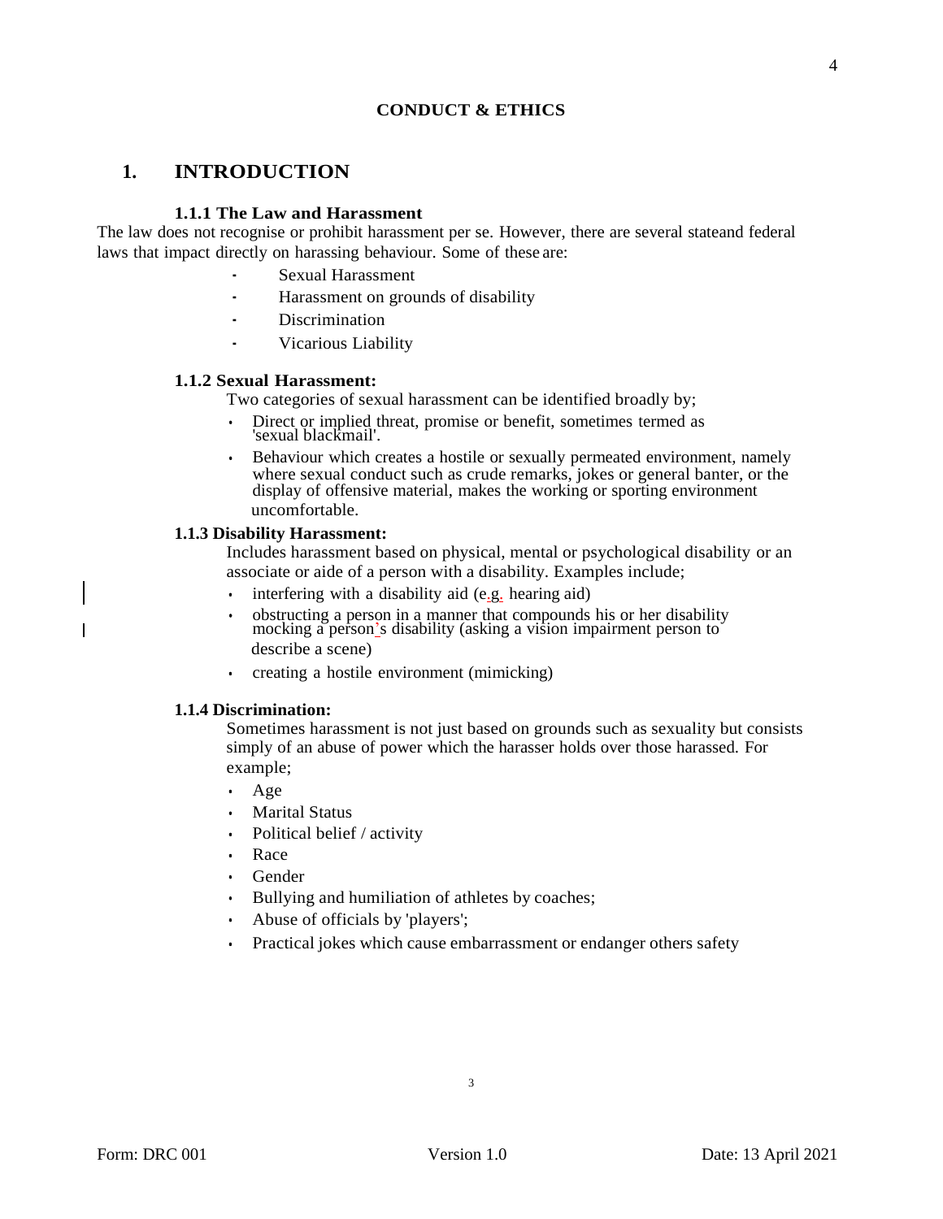**CONDUCT & ETHICS**

# 1. INTRODUCTION

### 1.1.1 The Law and Harassment

The law does not recognise or prohibit harassment per se. However, there are several stateand federal laws that impact directly on harassing behaviour. Some of these are:

- Sexual Harassment
- Harassment on grounds of disability
- Discrimination
- Vicarious Liability

### 1.1.2 Sexual Harassment:

Two categories of sexual harassment can be identified broadly by;

- Direct or implied threat, promise or benefit, sometimes termed as 'sexual blackmail'.
- Behaviour which creates a hostile or sexually permeated environment, namely where sexual conduct such as crude remarks, jokes or general banter, or the display of offensive material, makes the working or sporting environment uncomfortable.

### 1.1.3 Disability Harassment:

Includes harassment based on physical, mental or psychological disability or an associate or aide of a person with a disability. Examples include;

- interfering with a disability aid (e.g. hearing aid)
- obstructing a person in a manner that compounds his or her disability mocking a person's disability (asking a vision impairment person to describe a scene)
- creating a hostile environment (mimicking)

### 1.1.4 Discrimination:

Sometimes harassment is not just based on grounds such as sexuality but consists simply of an abuse of power which the harasser holds over those harassed. For example;

- Age
- Marital Status
- Political belief / activity
- Race
- Gender
- Bullying and humiliation of athletes by coaches;
- Abuse of officials by 'players';
- Practical jokes which cause embarrassment or endanger others safety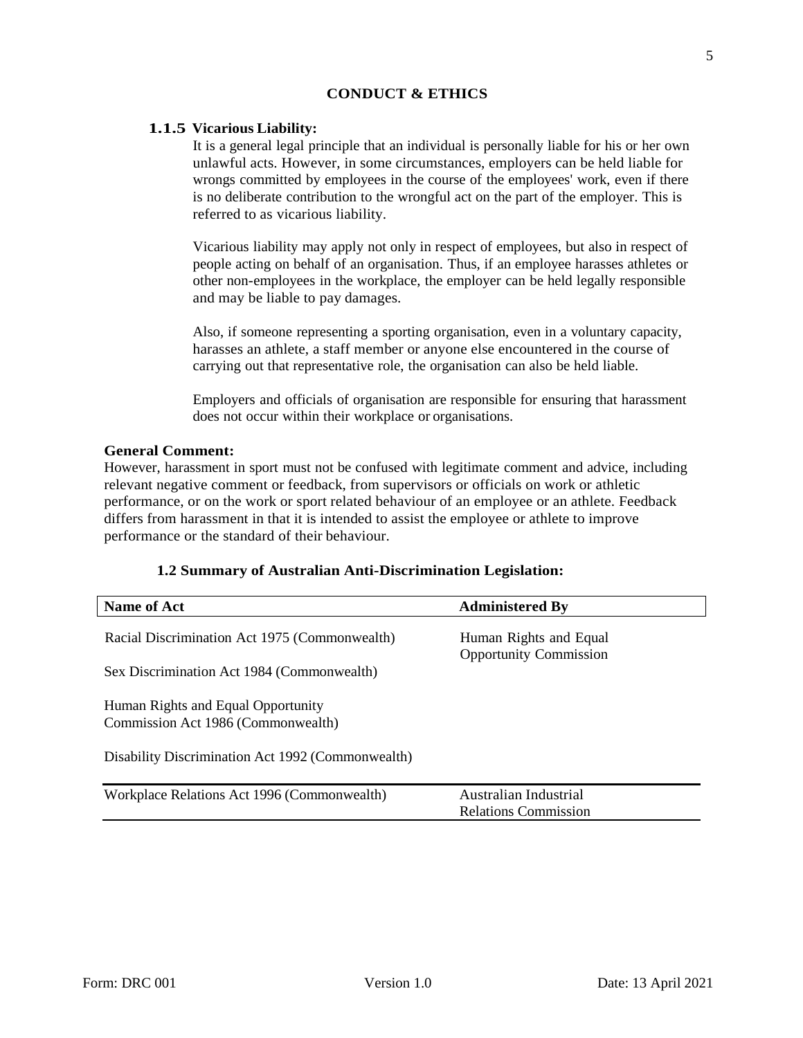## CONDUCT & ETHICS

### 1.1.5 Vicarious Liability:

It is a general legal principle that an individual is personally liable for his or her own unlawful acts. However, in some circumstances, employers can be held liable for wrongs committed by employees in the course of the employees' work, even if there is no deliberate contribution to the wrongful act on the part of the employer. This is referred to as vicarious liability.

Vicarious liability may apply not only in respect of employees, but also in respect of people acting on behalf of an organisation. Thus, if an employee harasses athletes or other non-employees in the workplace, the employer can be held legally responsible and may be liable to pay damages.

Also, if someone representing a sporting organisation, even in a voluntary capacity, harasses an athlete, a staff member or anyone else encountered in the course of carrying out that representative role, the organisation can also be held liable.

Employers and officials of organisation are responsible for ensuring that harassment does not occur within their workplace or organisations.

**General Comment:**

However, harassment in sport must not be confused with legitimate comment and advice, including relevant negative comment or feedback, from supervisors or officials on work or athletic performance, or on the work or sport related behaviour of an employee or an athlete. Feedback differs from harassment in that it is intended to assist the employee or athlete to improve performance or the standard of their behaviour.

### 1.2 Summary of Australian Anti-Discrimination Legislation:

| Name of Act | Administered By |
|---|---|
| Racial Discrimination Act 1975 (Commonwealth) | Human Rights and Equal Opportunity Commission |
| Sex Discrimination Act 1984 (Commonwealth) | |
| Human Rights and Equal Opportunity Commission Act 1986 (Commonwealth) | |
| Disability Discrimination Act 1992 (Commonwealth) | |
| Workplace Relations Act 1996 (Commonwealth) | Australian Industrial Relations Commission |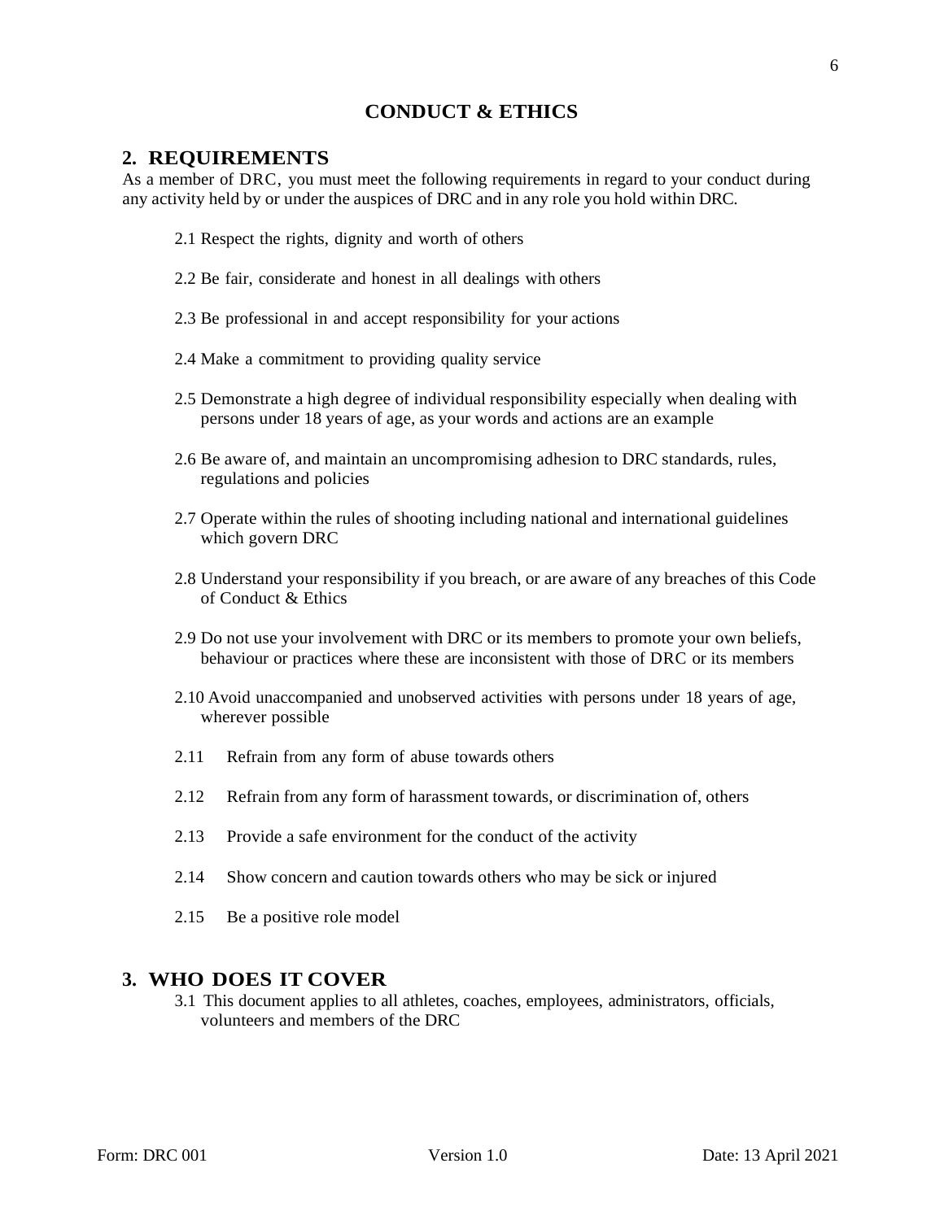# CONDUCT & ETHICS

## 2. REQUIREMENTS

As a member of DRC, you must meet the following requirements in regard to your conduct during any activity held by or under the auspices of DRC and in any role you hold within DRC.

2.1 Respect the rights, dignity and worth of others

2.2 Be fair, considerate and honest in all dealings with others

2.3 Be professional in and accept responsibility for your actions

2.4 Make a commitment to providing quality service

2.5 Demonstrate a high degree of individual responsibility especially when dealing with persons under 18 years of age, as your words and actions are an example

2.6 Be aware of, and maintain an uncompromising adhesion to DRC standards, rules, regulations and policies

2.7 Operate within the rules of shooting including national and international guidelines which govern DRC

2.8 Understand your responsibility if you breach, or are aware of any breaches of this Code of Conduct & Ethics

2.9 Do not use your involvement with DRC or its members to promote your own beliefs, behaviour or practices where these are inconsistent with those of DRC or its members

2.10 Avoid unaccompanied and unobserved activities with persons under 18 years of age, wherever possible

2.11 Refrain from any form of abuse towards others

2.12 Refrain from any form of harassment towards, or discrimination of, others

2.13 Provide a safe environment for the conduct of the activity

2.14 Show concern and caution towards others who may be sick or injured

2.15 Be a positive role model

## 3. WHO DOES IT COVER

3.1 This document applies to all athletes, coaches, employees, administrators, officials, volunteers and members of the DRC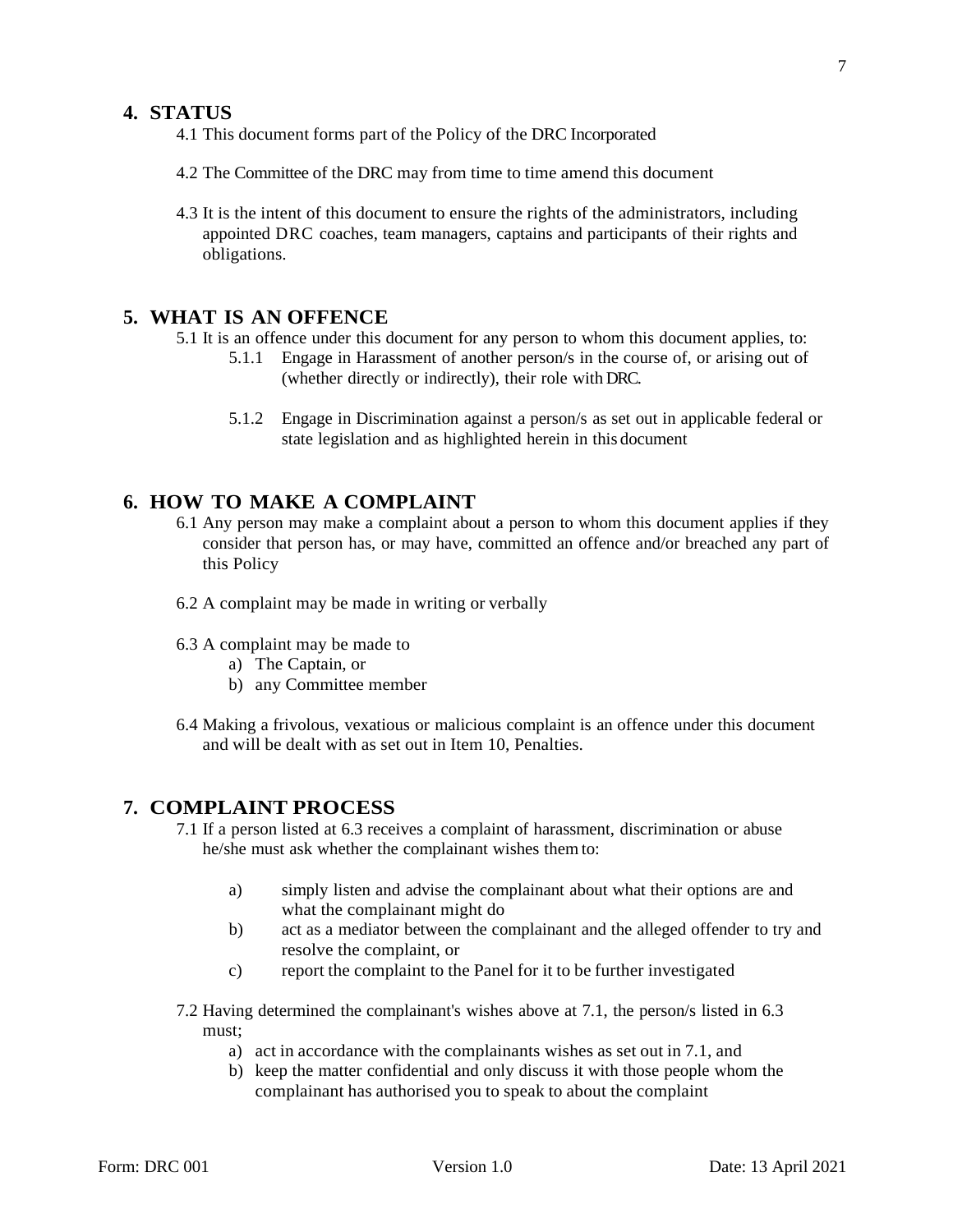## 4. STATUS

4.1 This document forms part of the Policy of the DRC Incorporated

4.2 The Committee of the DRC may from time to time amend this document

4.3 It is the intent of this document to ensure the rights of the administrators, including appointed DRC coaches, team managers, captains and participants of their rights and obligations.

## 5. WHAT IS AN OFFENCE

5.1 It is an offence under this document for any person to whom this document applies, to:

- 5.1.1 Engage in Harassment of another person/s in the course of, or arising out of (whether directly or indirectly), their role with DRC.
- 5.1.2 Engage in Discrimination against a person/s as set out in applicable federal or state legislation and as highlighted herein in this document

## 6. HOW TO MAKE A COMPLAINT

6.1 Any person may make a complaint about a person to whom this document applies if they consider that person has, or may have, committed an offence and/or breached any part of this Policy

6.2 A complaint may be made in writing or verbally

6.3 A complaint may be made to

- a) The Captain, or
- b) any Committee member

6.4 Making a frivolous, vexatious or malicious complaint is an offence under this document and will be dealt with as set out in Item 10, Penalties.

## 7. COMPLAINT PROCESS

7.1 If a person listed at 6.3 receives a complaint of harassment, discrimination or abuse he/she must ask whether the complainant wishes them to:

- a) simply listen and advise the complainant about what their options are and what the complainant might do
- b) act as a mediator between the complainant and the alleged offender to try and resolve the complaint, or
- c) report the complaint to the Panel for it to be further investigated

7.2 Having determined the complainant's wishes above at 7.1, the person/s listed in 6.3 must;

- a) act in accordance with the complainants wishes as set out in 7.1, and
- b) keep the matter confidential and only discuss it with those people whom the complainant has authorised you to speak to about the complaint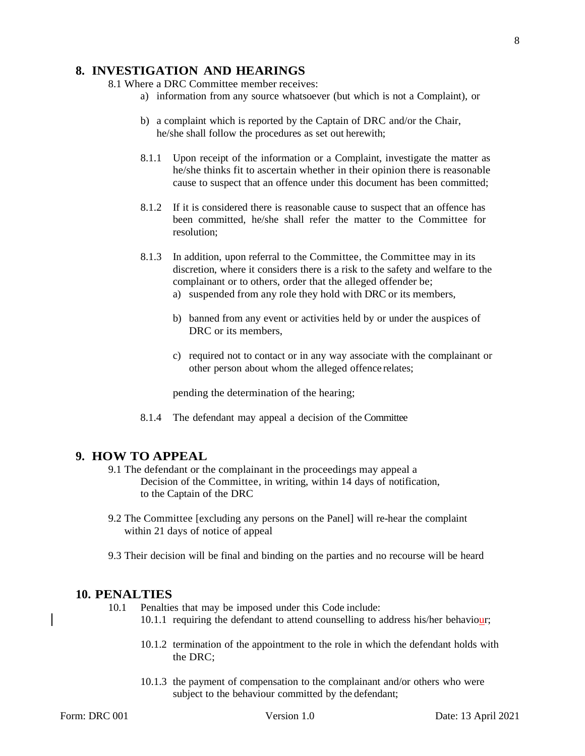## 8. INVESTIGATION AND HEARINGS

8.1 Where a DRC Committee member receives:

a) information from any source whatsoever (but which is not a Complaint), or

b) a complaint which is reported by the Captain of DRC and/or the Chair, he/she shall follow the procedures as set out herewith;

8.1.1 Upon receipt of the information or a Complaint, investigate the matter as he/she thinks fit to ascertain whether in their opinion there is reasonable cause to suspect that an offence under this document has been committed;

8.1.2 If it is considered there is reasonable cause to suspect that an offence has been committed, he/she shall refer the matter to the Committee for resolution;

8.1.3 In addition, upon referral to the Committee, the Committee may in its discretion, where it considers there is a risk to the safety and welfare to the complainant or to others, order that the alleged offender be;

a) suspended from any role they hold with DRC or its members,

b) banned from any event or activities held by or under the auspices of DRC or its members,

c) required not to contact or in any way associate with the complainant or other person about whom the alleged offence relates;

pending the determination of the hearing;

8.1.4 The defendant may appeal a decision of the Committee

## 9. HOW TO APPEAL

9.1 The defendant or the complainant in the proceedings may appeal a Decision of the Committee, in writing, within 14 days of notification, to the Captain of the DRC

9.2 The Committee [excluding any persons on the Panel] will re-hear the complaint within 21 days of notice of appeal

9.3 Their decision will be final and binding on the parties and no recourse will be heard

## 10. PENALTIES

10.1 Penalties that may be imposed under this Code include:

10.1.1 requiring the defendant to attend counselling to address his/her behaviour;

10.1.2 termination of the appointment to the role in which the defendant holds with the DRC;

10.1.3 the payment of compensation to the complainant and/or others who were subject to the behaviour committed by the defendant;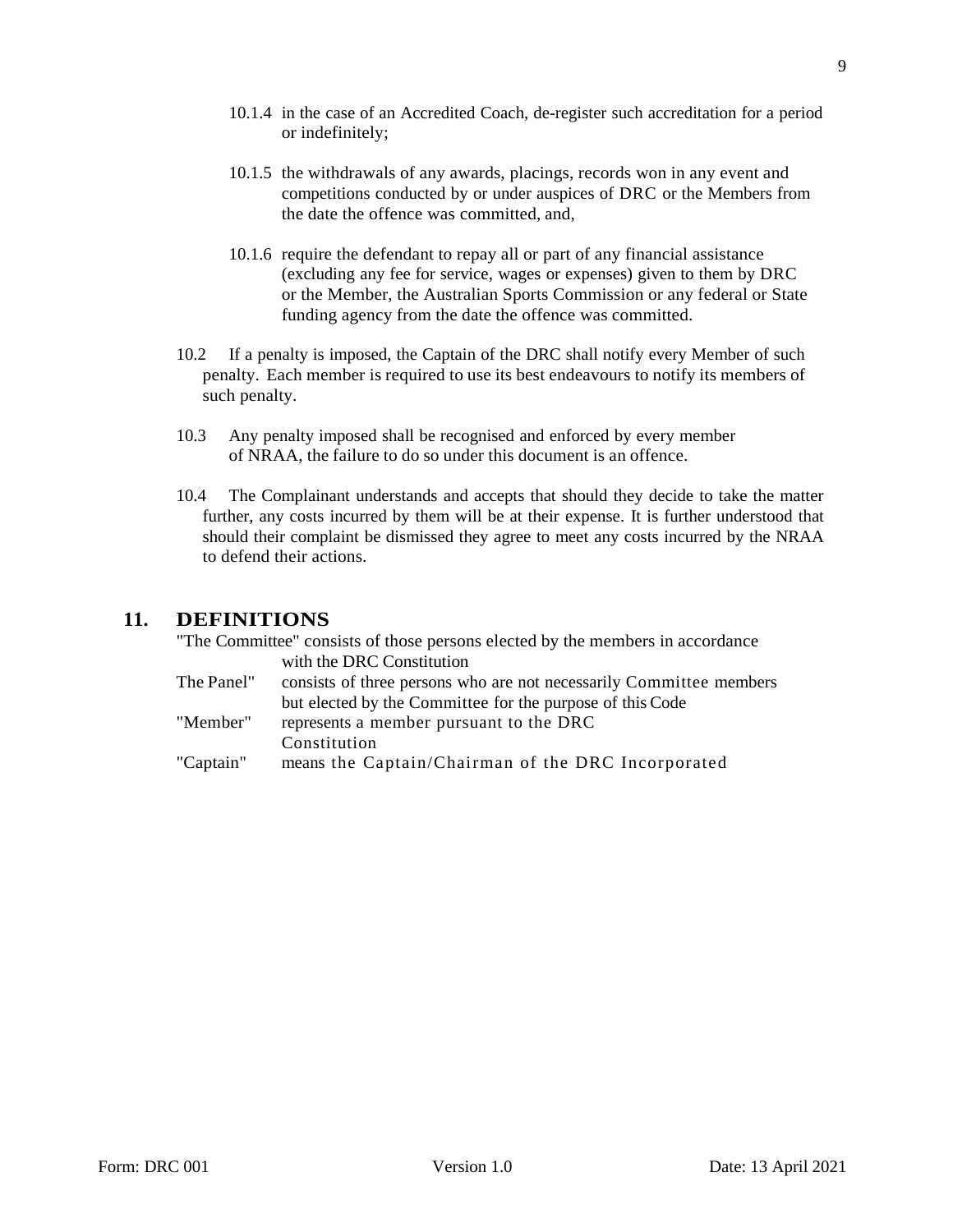10.1.4 in the case of an Accredited Coach, de-register such accreditation for a period or indefinitely;

10.1.5 the withdrawals of any awards, placings, records won in any event and competitions conducted by or under auspices of DRC or the Members from the date the offence was committed, and,

10.1.6 require the defendant to repay all or part of any financial assistance (excluding any fee for service, wages or expenses) given to them by DRC or the Member, the Australian Sports Commission or any federal or State funding agency from the date the offence was committed.

10.2 If a penalty is imposed, the Captain of the DRC shall notify every Member of such penalty. Each member is required to use its best endeavours to notify its members of such penalty.

10.3 Any penalty imposed shall be recognised and enforced by every member of NRAA, the failure to do so under this document is an offence.

10.4 The Complainant understands and accepts that should they decide to take the matter further, any costs incurred by them will be at their expense. It is further understood that should their complaint be dismissed they agree to meet any costs incurred by the NRAA to defend their actions.

## 11. DEFINITIONS

"The Committee" consists of those persons elected by the members in accordance with the DRC Constitution

The Panel" consists of three persons who are not necessarily Committee members but elected by the Committee for the purpose of this Code

"Member" represents a member pursuant to the DRC Constitution

"Captain" means the Captain/Chairman of the DRC Incorporated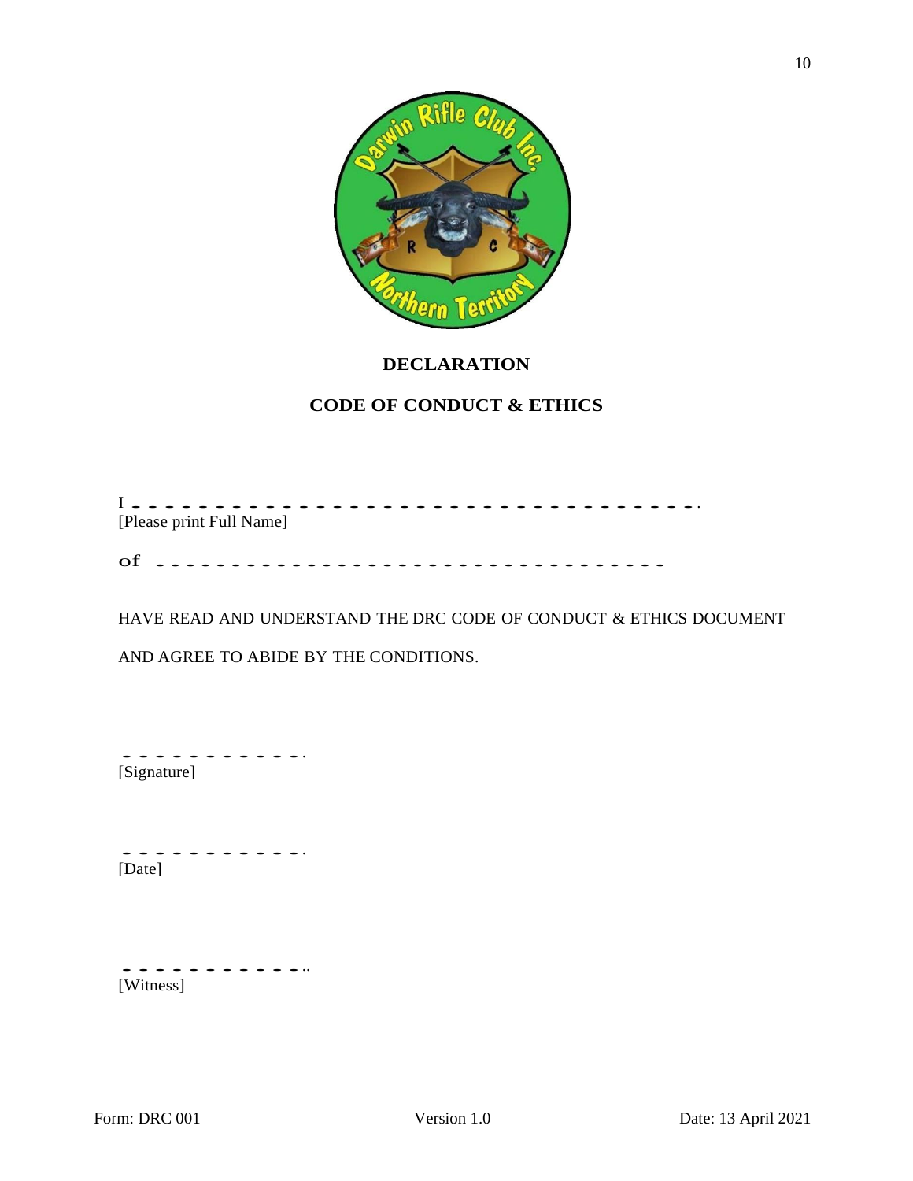## DECLARATION

## CODE OF CONDUCT & ETHICS

I ______________________________________

[Please print Full Name]

of ___________________________________

HAVE READ AND UNDERSTAND THE DRC CODE OF CONDUCT & ETHICS DOCUMENT AND AGREE TO ABIDE BY THE CONDITIONS.

_____________

[Signature]

_____________

[Date]

_____________

[Witness]

Form: DRC 001 Version 1.0 Date: 13 April 2021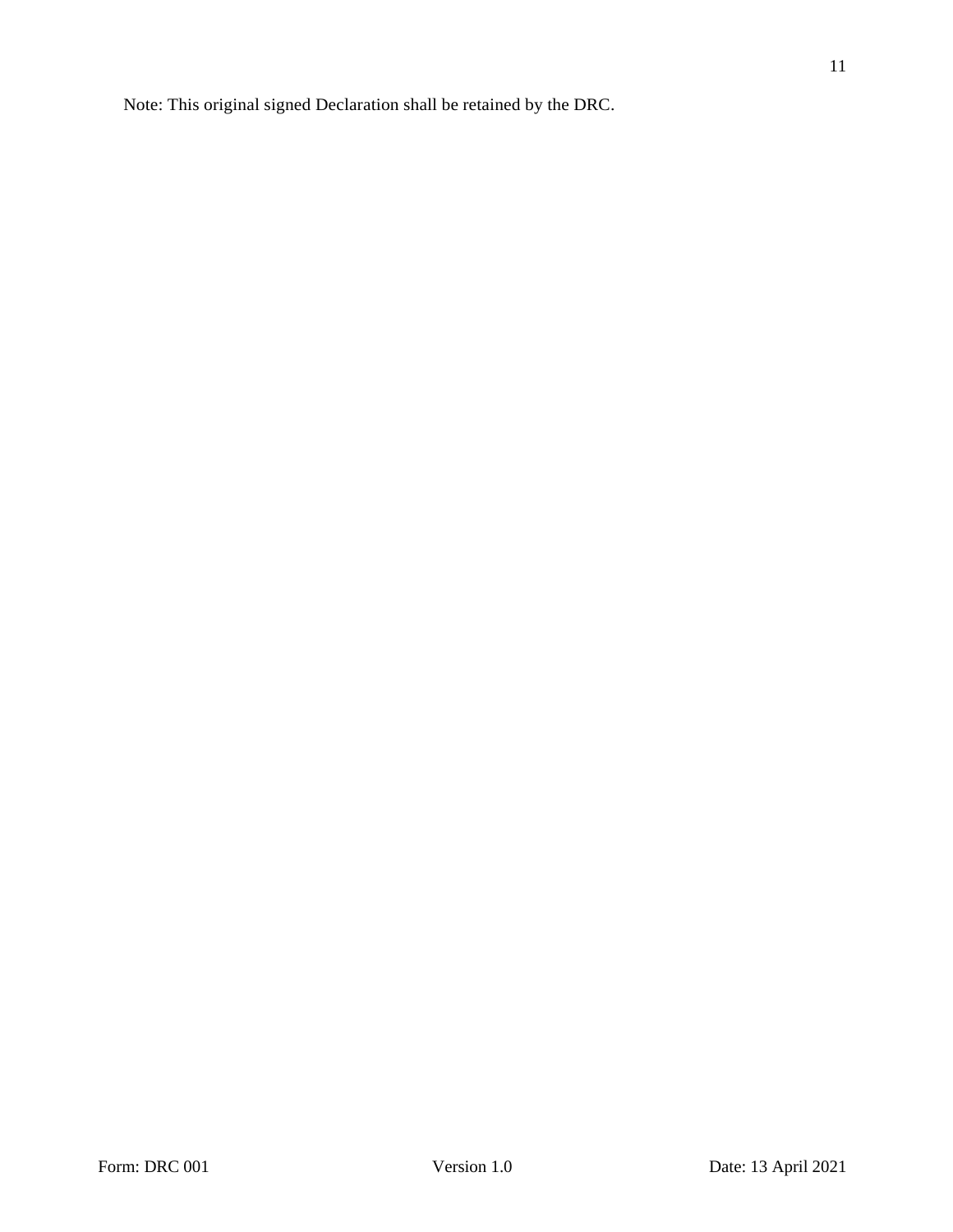Note: This original signed Declaration shall be retained by the DRC.